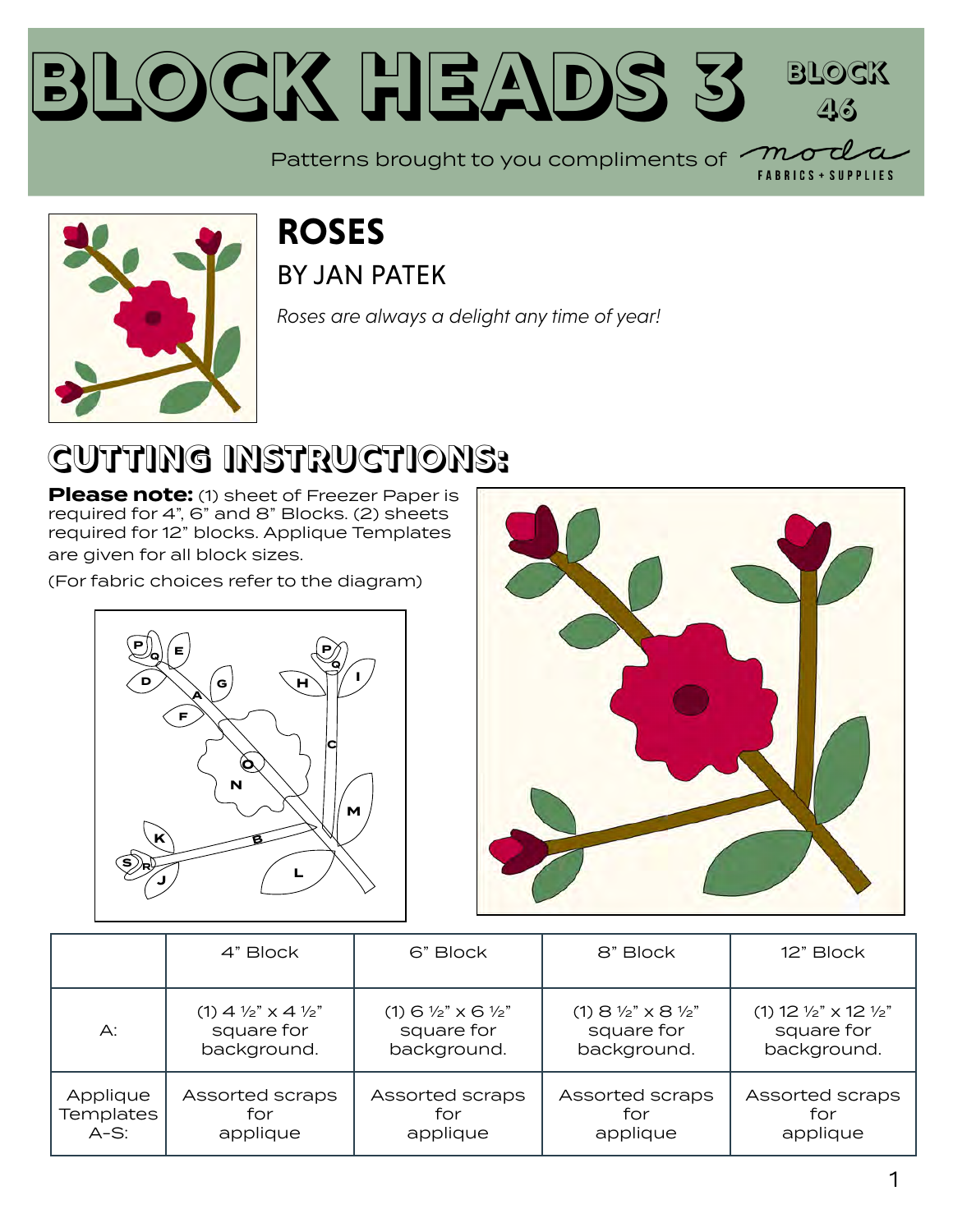// Block Heads 3 — Block 46 — Roses by Jan Patek (Moda Fabrics + Supplies)

# BLOCK HEADS 3

BLOCK 46

Patterns brought to you compliments of moda FABRICS + SUPPLIES

## ROSES

BY JAN PATEK

*Roses are always a delight any time of year!*

## CUTTING INSTRUCTIONS:

**Please note:** (1) sheet of Freezer Paper is required for 4", 6" and 8" Blocks. (2) sheets required for 12" blocks. Applique Templates are given for all block sizes.

(For fabric choices refer to the diagram)

| | 4" Block | 6" Block | 8" Block | 12" Block |
|---|---|---|---|---|
| A: | (1) 4 ½" x 4 ½" square for background. | (1) 6 ½" x 6 ½" square for background. | (1) 8 ½" x 8 ½" square for background. | (1) 12 ½" x 12 ½" square for background. |
| Applique Templates A-S: | Assorted scraps for applique | Assorted scraps for applique | Assorted scraps for applique | Assorted scraps for applique |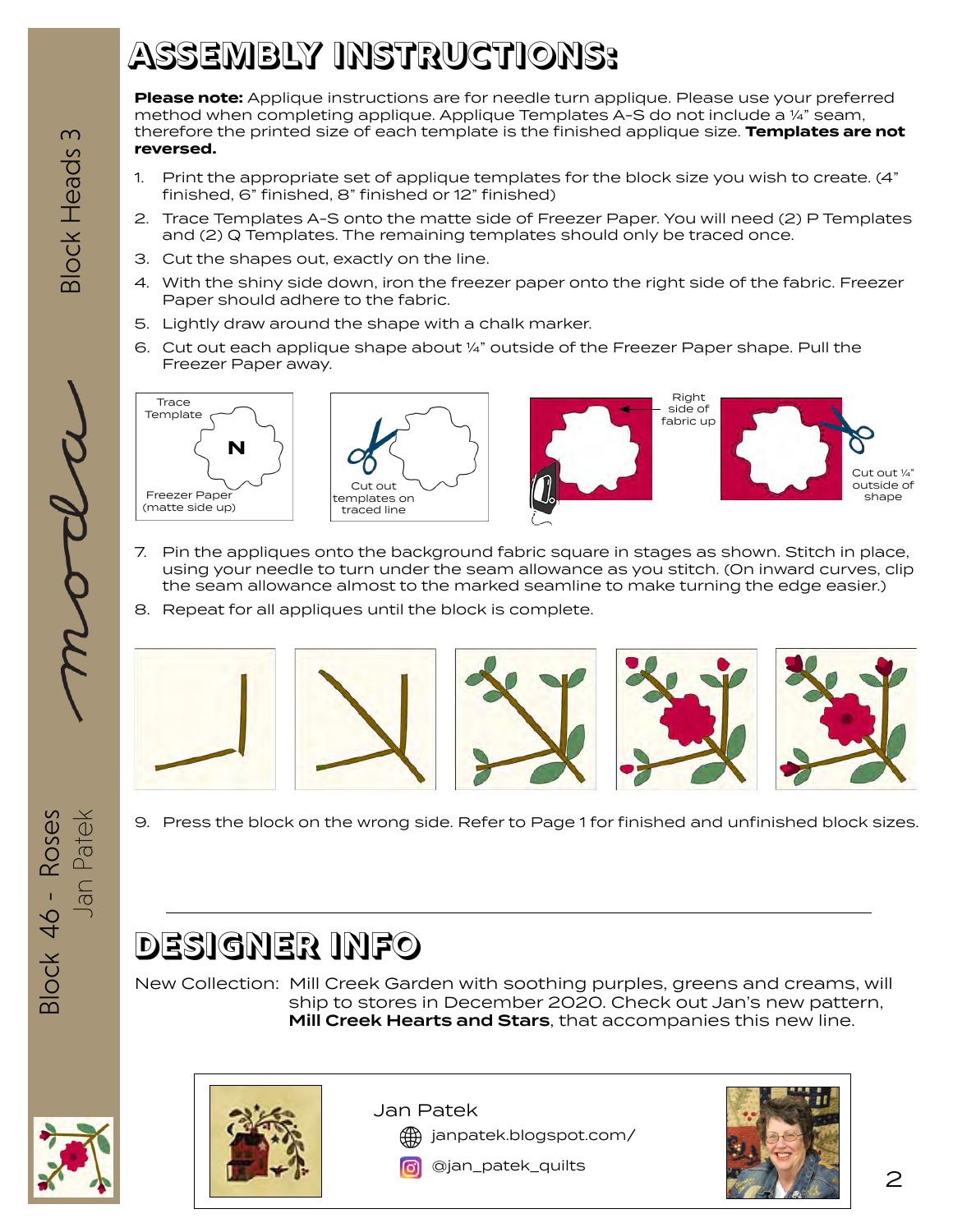# ASSEMBLY INSTRUCTIONS:

**Please note:** Applique instructions are for needle turn applique. Please use your preferred method when completing applique. Applique Templates A-S do not include a ¼" seam, therefore the printed size of each template is the finished applique size. **Templates are not reversed.**

1. Print the appropriate set of applique templates for the block size you wish to create. (4" finished, 6" finished, 8" finished or 12" finished)
2. Trace Templates A-S onto the matte side of Freezer Paper. You will need (2) P Templates and (2) Q Templates. The remaining templates should only be traced once.
3. Cut the shapes out, exactly on the line.
4. With the shiny side down, iron the freezer paper onto the right side of the fabric. Freezer Paper should adhere to the fabric.
5. Lightly draw around the shape with a chalk marker.
6. Cut out each applique shape about ¼" outside of the Freezer Paper shape. Pull the Freezer Paper away.

Trace Template — N — Freezer Paper (matte side up)

Cut out templates on traced line

Right side of fabric up

Cut out ¼" outside of shape

7. Pin the appliques onto the background fabric square in stages as shown. Stitch in place, using your needle to turn under the seam allowance as you stitch. (On inward curves, clip the seam allowance almost to the marked seamline to make turning the edge easier.)
8. Repeat for all appliques until the block is complete.
9. Press the block on the wrong side. Refer to Page 1 for finished and unfinished block sizes.

# DESIGNER INFO

New Collection: Mill Creek Garden with soothing purples, greens and creams, will ship to stores in December 2020. Check out Jan's new pattern, **Mill Creek Hearts and Stars**, that accompanies this new line.

Jan Patek

janpatek.blogspot.com/

@jan_patek_quilts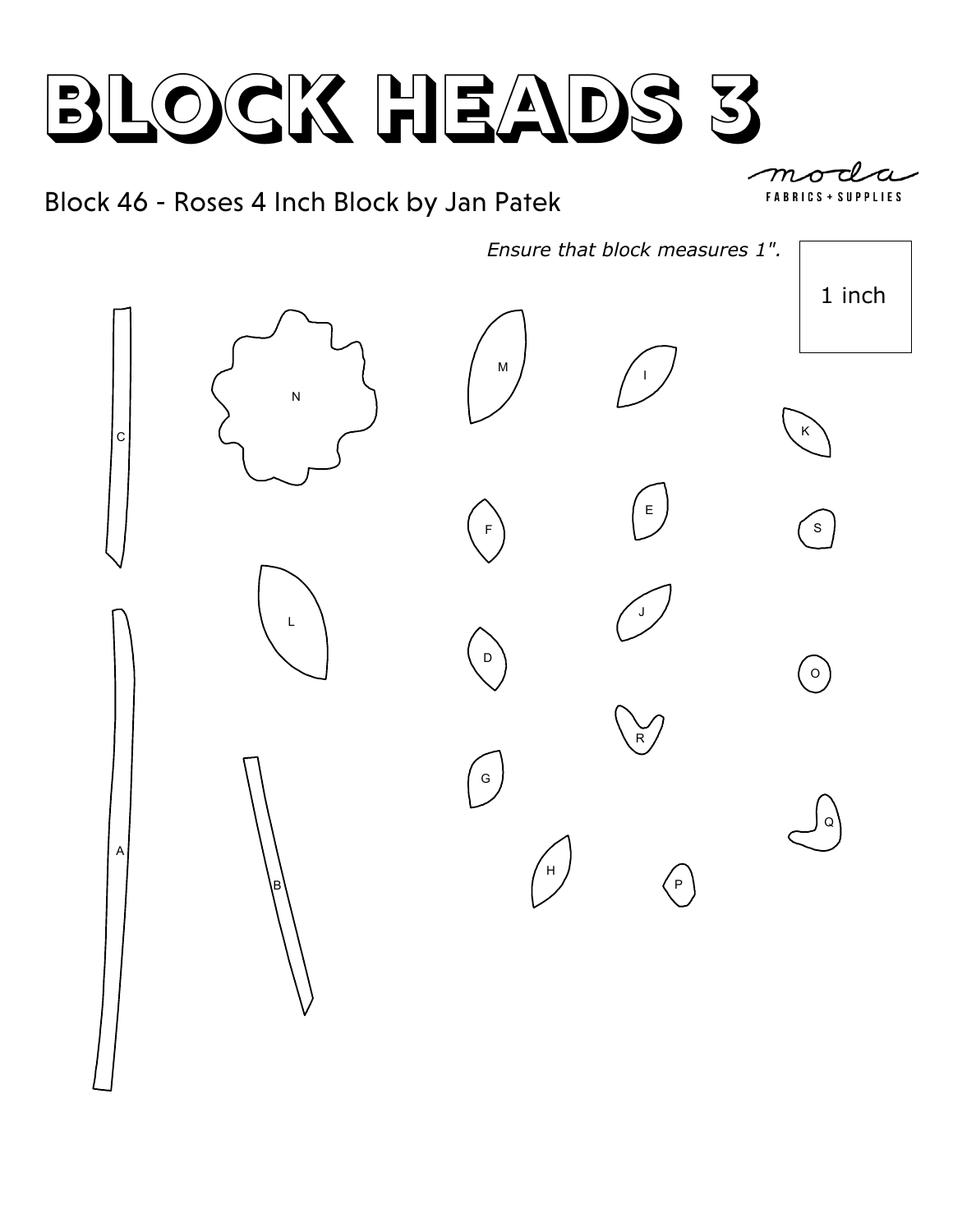# BLOCK HEADS 3

moda FABRICS + SUPPLIES

## Block 46 - Roses 4 Inch Block by Jan Patek

*Ensure that block measures 1".*

1 inch

C N M I K F E S L J D O R G Q A B H P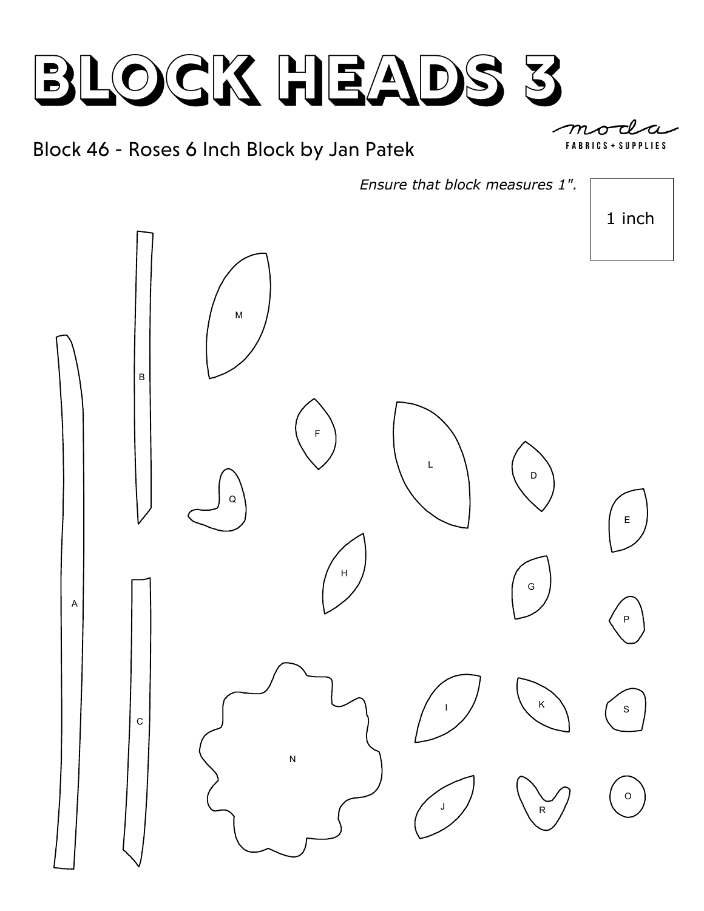# BLOCK HEADS 3

moda
FABRICS + SUPPLIES

## Block 46 - Roses 6 Inch Block by Jan Patek

*Ensure that block measures 1".*

1 inch

M

B

A

F

L

D

Q

E

H

G

C

P

N

I

K

S

J

R

O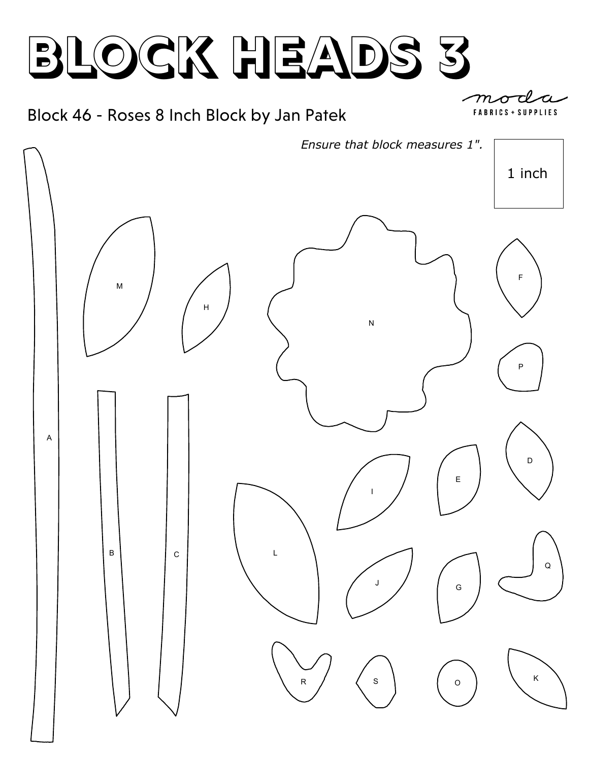# BLOCK HEADS 3

moda FABRICS + SUPPLIES

## Block 46 - Roses 8 Inch Block by Jan Patek

*Ensure that block measures 1".*

1 inch

M

H

N

F

P

A

D

E

I

B

C

L

Q

J

G

R

S

O

K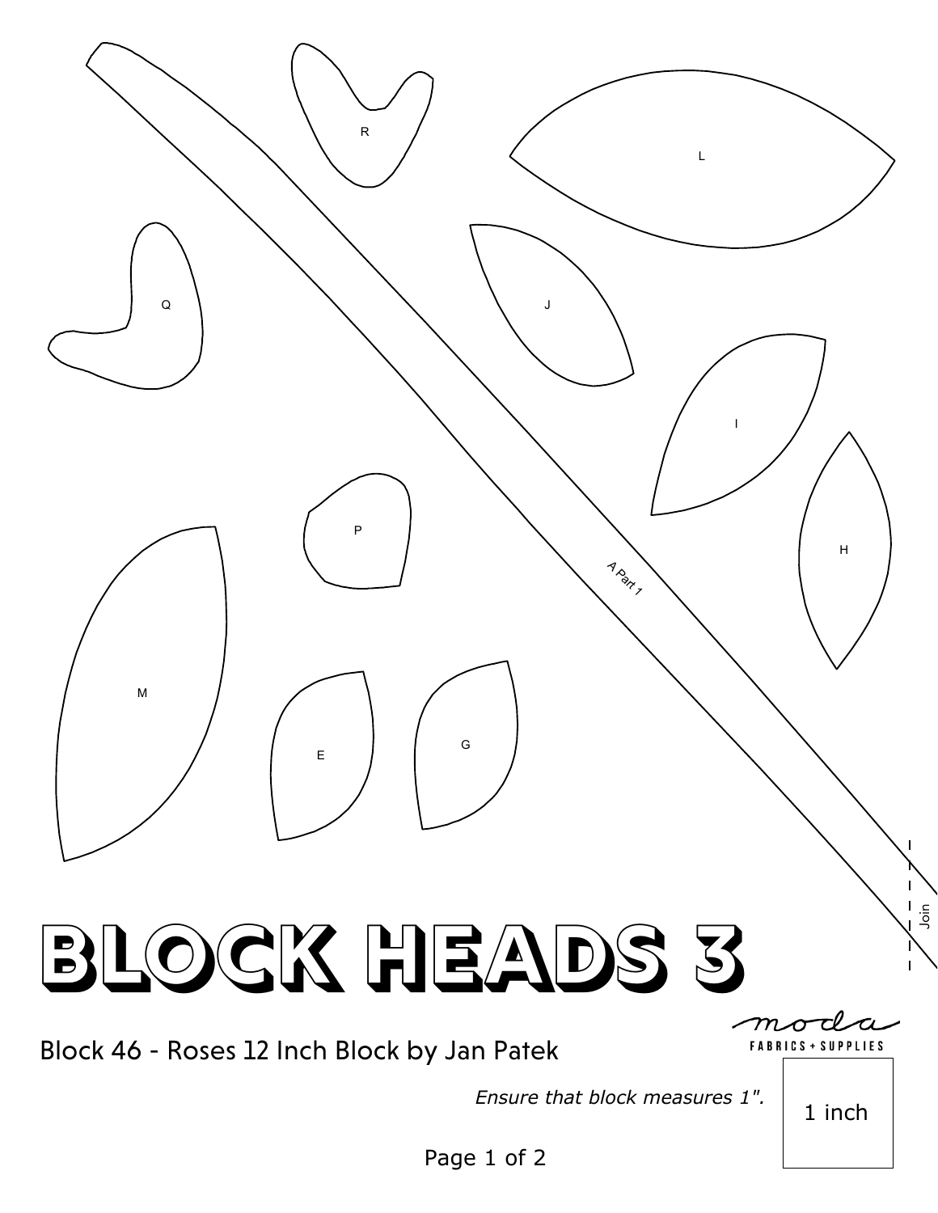R

L

Q

J

I

P

H

A Part 1

M

E

G

Join

# BLOCK HEADS 3

Block 46 - Roses 12 Inch Block by Jan Patek

moda FABRICS + SUPPLIES

*Ensure that block measures 1".*

1 inch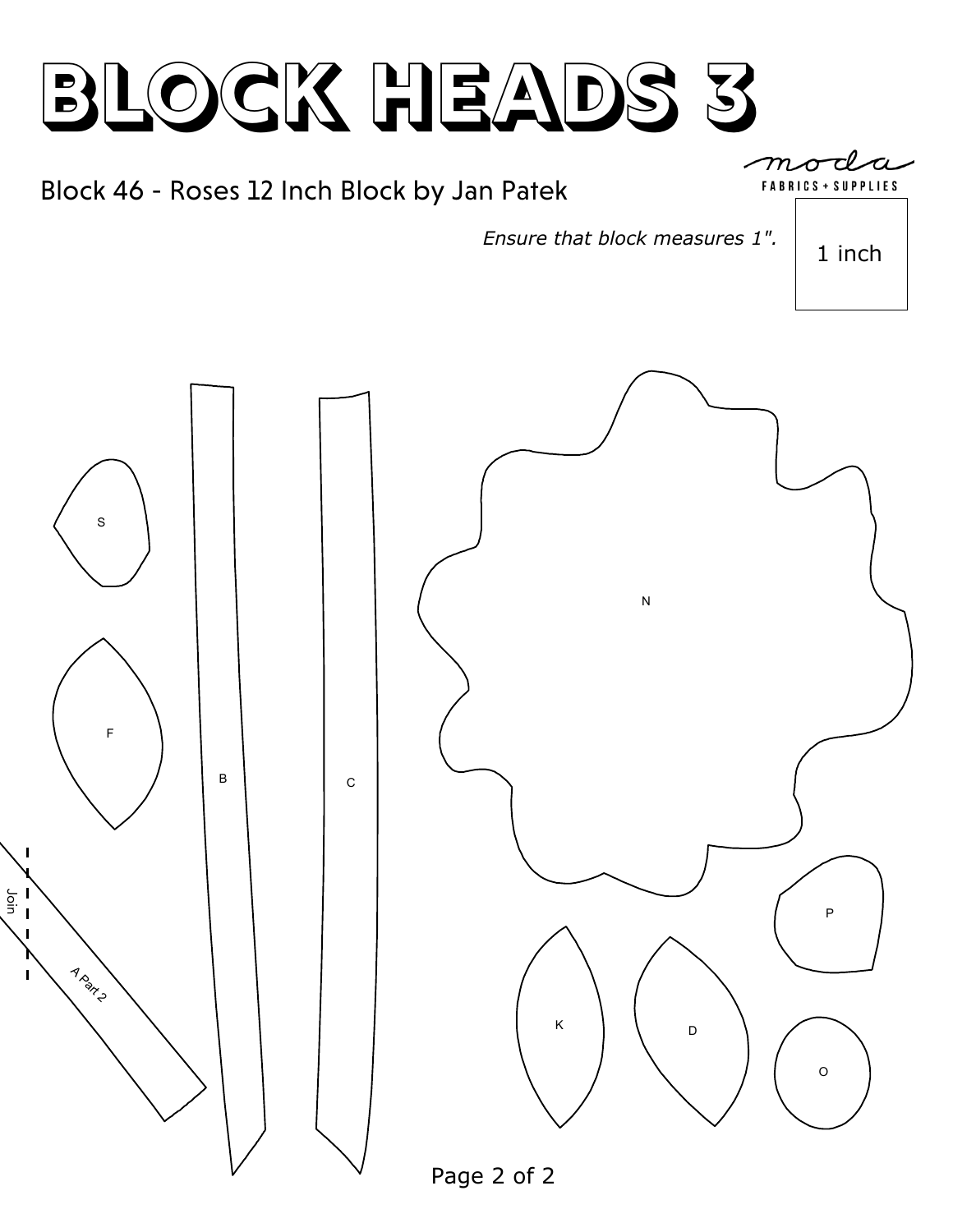# BLOCK HEADS 3

moda FABRICS + SUPPLIES

Block 46 - Roses 12 Inch Block by Jan Patek

*Ensure that block measures 1".*

1 inch

S

F

B

C

N

Join

A Part 2

P

K

D

O